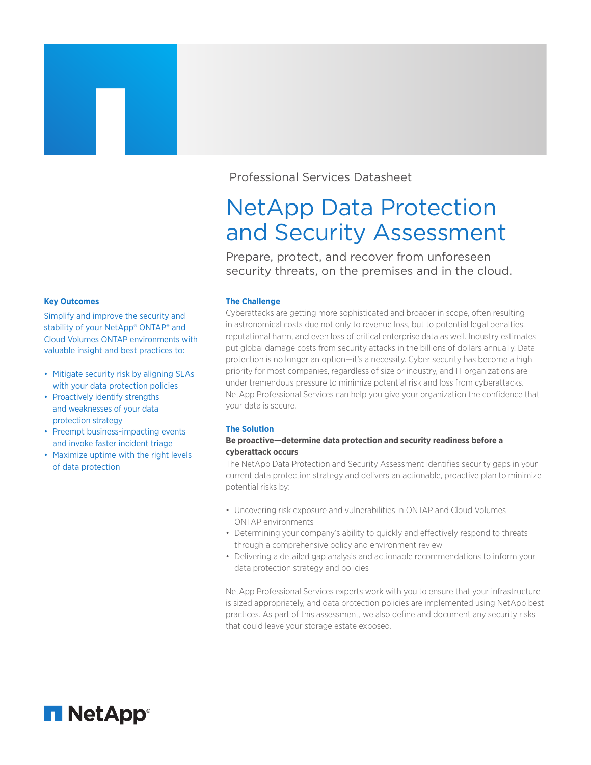Professional Services Datasheet

# NetApp Data Protection and Security Assessment

Prepare, protect, and recover from unforeseen security threats, on the premises and in the cloud.

### Key Outcomes

Simplify and improve the security and stability of your NetApp® ONTAP® and Cloud Volumes ONTAP environments with valuable insight and best practices to:

- Mitigate security risk by aligning SLAs with your data protection policies
- Proactively identify strengths and weaknesses of your data protection strategy
- Preempt business-impacting events and invoke faster incident triage
- Maximize uptime with the right levels of data protection

### The Challenge

Cyberattacks are getting more sophisticated and broader in scope, often resulting in astronomical costs due not only to revenue loss, but to potential legal penalties, reputational harm, and even loss of critical enterprise data as well. Industry estimates put global damage costs from security attacks in the billions of dollars annually. Data protection is no longer an option—it's a necessity. Cyber security has become a high priority for most companies, regardless of size or industry, and IT organizations are under tremendous pressure to minimize potential risk and loss from cyberattacks. NetApp Professional Services can help you give your organization the confidence that your data is secure.

### The Solution

**Be proactive—determine data protection and security readiness before a cyberattack occurs**

The NetApp Data Protection and Security Assessment identifies security gaps in your current data protection strategy and delivers an actionable, proactive plan to minimize potential risks by:

- Uncovering risk exposure and vulnerabilities in ONTAP and Cloud Volumes ONTAP environments
- Determining your company's ability to quickly and effectively respond to threats through a comprehensive policy and environment review
- Delivering a detailed gap analysis and actionable recommendations to inform your data protection strategy and policies

NetApp Professional Services experts work with you to ensure that your infrastructure is sized appropriately, and data protection policies are implemented using NetApp best practices. As part of this assessment, we also define and document any security risks that could leave your storage estate exposed.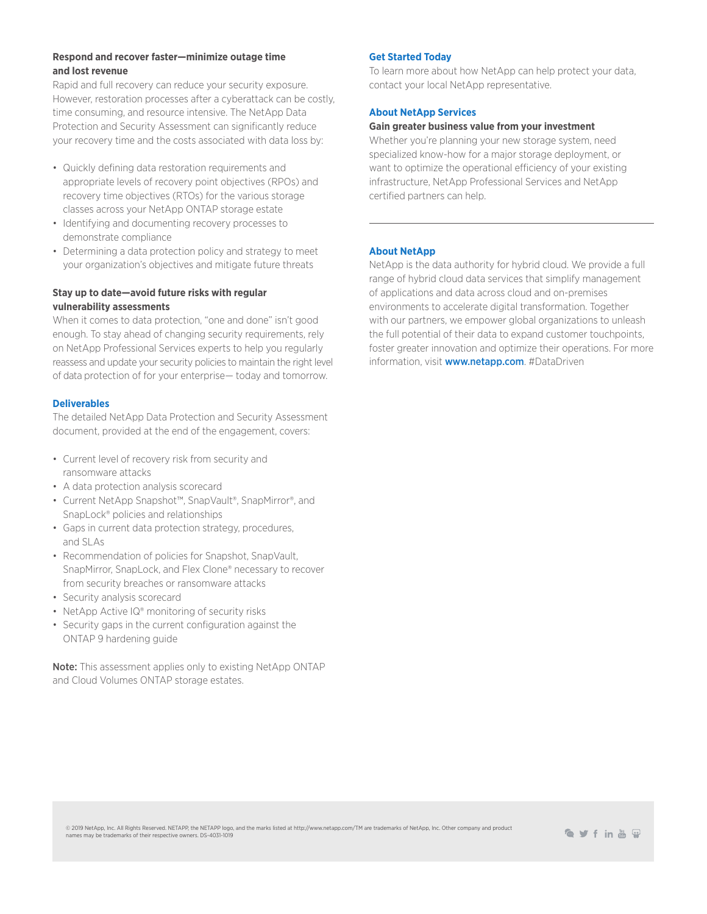**Respond and recover faster—minimize outage time and lost revenue**

Rapid and full recovery can reduce your security exposure. However, restoration processes after a cyberattack can be costly, time consuming, and resource intensive. The NetApp Data Protection and Security Assessment can significantly reduce your recovery time and the costs associated with data loss by:

- Quickly defining data restoration requirements and appropriate levels of recovery point objectives (RPOs) and recovery time objectives (RTOs) for the various storage classes across your NetApp ONTAP storage estate
- Identifying and documenting recovery processes to demonstrate compliance
- Determining a data protection policy and strategy to meet your organization's objectives and mitigate future threats

**Stay up to date—avoid future risks with regular vulnerability assessments**

When it comes to data protection, "one and done" isn't good enough. To stay ahead of changing security requirements, rely on NetApp Professional Services experts to help you regularly reassess and update your security policies to maintain the right level of data protection of for your enterprise— today and tomorrow.

## Deliverables

The detailed NetApp Data Protection and Security Assessment document, provided at the end of the engagement, covers:

- Current level of recovery risk from security and ransomware attacks
- A data protection analysis scorecard
- Current NetApp Snapshot™, SnapVault®, SnapMirror®, and SnapLock® policies and relationships
- Gaps in current data protection strategy, procedures, and SLAs
- Recommendation of policies for Snapshot, SnapVault, SnapMirror, SnapLock, and Flex Clone® necessary to recover from security breaches or ransomware attacks
- Security analysis scorecard
- NetApp Active IQ® monitoring of security risks
- Security gaps in the current configuration against the ONTAP 9 hardening guide

**Note:** This assessment applies only to existing NetApp ONTAP and Cloud Volumes ONTAP storage estates.

## Get Started Today

To learn more about how NetApp can help protect your data, contact your local NetApp representative.

## About NetApp Services

**Gain greater business value from your investment**

Whether you're planning your new storage system, need specialized know-how for a major storage deployment, or want to optimize the operational efficiency of your existing infrastructure, NetApp Professional Services and NetApp certified partners can help.

---

## About NetApp

NetApp is the data authority for hybrid cloud. We provide a full range of hybrid cloud data services that simplify management of applications and data across cloud and on-premises environments to accelerate digital transformation. Together with our partners, we empower global organizations to unleash the full potential of their data to expand customer touchpoints, foster greater innovation and optimize their operations. For more information, visit **www.netapp.com**. #DataDriven

© 2019 NetApp, Inc. All Rights Reserved. NETAPP, the NETAPP logo, and the marks listed at http://www.netapp.com/TM are trademarks of NetApp, Inc. Other company and product names may be trademarks of their respective owners. DS-4031-1019